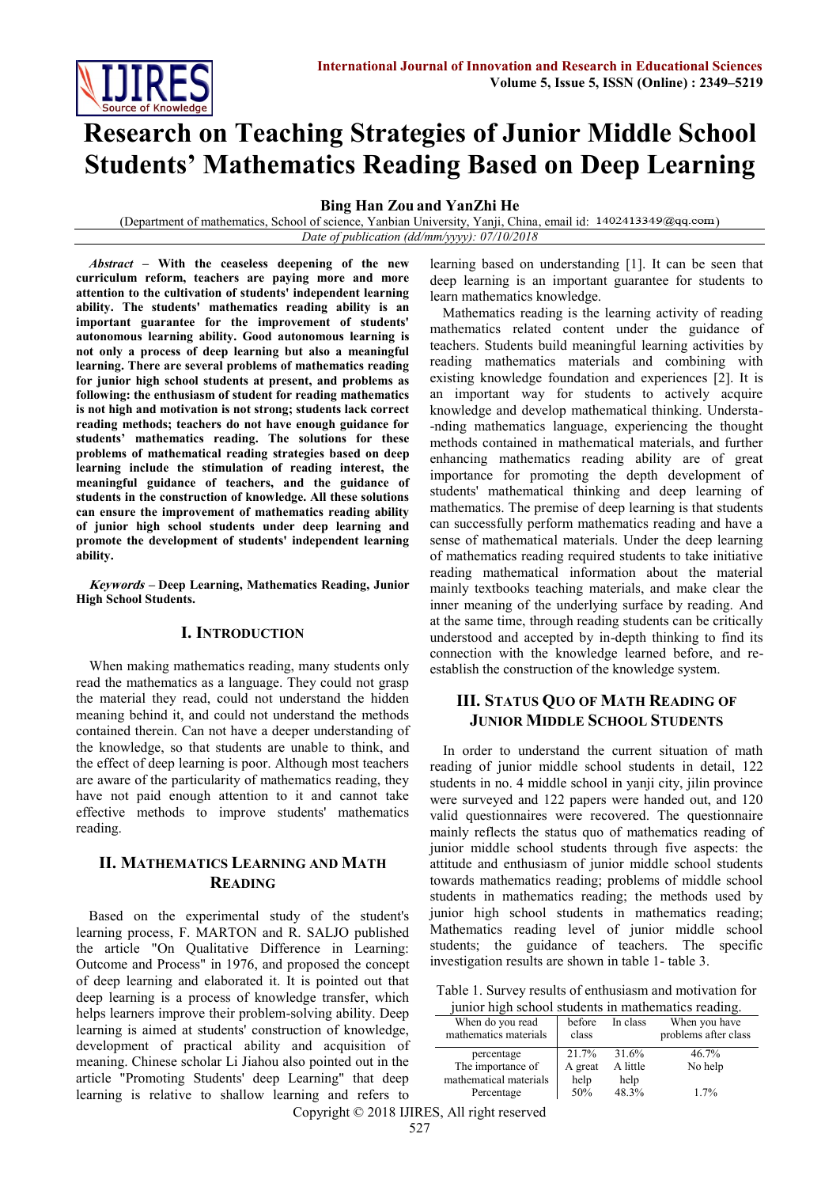# Research on Teaching Strategies of Junior Middle School Students' Mathematics Reading Based on Deep Learning

**Bing Han Zou and YanZhi He**

(Department of mathematics, School of science, Yanbian University, Yanji, China, email id: 1402413349@qq.com)

*Date of publication (dd/mm/yyyy): 07/10/2018*

***Abstract* – With the ceaseless deepening of the new curriculum reform, teachers are paying more and more attention to the cultivation of students' independent learning ability. The students' mathematics reading ability is an important guarantee for the improvement of students' autonomous learning ability. Good autonomous learning is not only a process of deep learning but also a meaningful learning. There are several problems of mathematics reading for junior high school students at present, and problems as following: the enthusiasm of student for reading mathematics is not high and motivation is not strong; students lack correct reading methods; teachers do not have enough guidance for students' mathematics reading. The solutions for these problems of mathematical reading strategies based on deep learning include the stimulation of reading interest, the meaningful guidance of teachers, and the guidance of students in the construction of knowledge. All these solutions can ensure the improvement of mathematics reading ability of junior high school students under deep learning and promote the development of students' independent learning ability.**

***Keywords* – Deep Learning, Mathematics Reading, Junior High School Students.**

## I. Introduction

When making mathematics reading, many students only read the mathematics as a language. They could not grasp the material they read, could not understand the hidden meaning behind it, and could not understand the methods contained therein. Can not have a deeper understanding of the knowledge, so that students are unable to think, and the effect of deep learning is poor. Although most teachers are aware of the particularity of mathematics reading, they have not paid enough attention to it and cannot take effective methods to improve students' mathematics reading.

## II. Mathematics Learning and Math Reading

Based on the experimental study of the student's learning process, F. MARTON and R. SALJO published the article "On Qualitative Difference in Learning: Outcome and Process" in 1976, and proposed the concept of deep learning and elaborated it. It is pointed out that deep learning is a process of knowledge transfer, which helps learners improve their problem-solving ability. Deep learning is aimed at students' construction of knowledge, development of practical ability and acquisition of meaning. Chinese scholar Li Jiahou also pointed out in the article "Promoting Students' deep Learning" that deep learning is relative to shallow learning and refers to learning based on understanding [1]. It can be seen that deep learning is an important guarantee for students to learn mathematics knowledge.

Mathematics reading is the learning activity of reading mathematics related content under the guidance of teachers. Students build meaningful learning activities by reading mathematics materials and combining with existing knowledge foundation and experiences [2]. It is an important way for students to actively acquire knowledge and develop mathematical thinking. Understa--nding mathematics language, experiencing the thought methods contained in mathematical materials, and further enhancing mathematics reading ability are of great importance for promoting the depth development of students' mathematical thinking and deep learning of mathematics. The premise of deep learning is that students can successfully perform mathematics reading and have a sense of mathematical materials. Under the deep learning of mathematics reading required students to take initiative reading mathematical information about the material mainly textbooks teaching materials, and make clear the inner meaning of the underlying surface by reading. And at the same time, through reading students can be critically understood and accepted by in-depth thinking to find its connection with the knowledge learned before, and re-establish the construction of the knowledge system.

## III. Status Quo of Math Reading of Junior Middle School Students

In order to understand the current situation of math reading of junior middle school students in detail, 122 students in no. 4 middle school in yanji city, jilin province were surveyed and 122 papers were handed out, and 120 valid questionnaires were recovered. The questionnaire mainly reflects the status quo of mathematics reading of junior middle school students through five aspects: the attitude and enthusiasm of junior middle school students towards mathematics reading; problems of middle school students in mathematics reading; the methods used by junior high school students in mathematics reading; Mathematics reading level of junior middle school students; the guidance of teachers. The specific investigation results are shown in table 1- table 3.

Table 1. Survey results of enthusiasm and motivation for junior high school students in mathematics reading.

| When do you read mathematics materials | before class | In class | When you have problems after class |
|---|---|---|---|
| percentage | 21.7% | 31.6% | 46.7% |
| The importance of mathematical materials | A great help | A little help | No help |
| Percentage | 50% | 48.3% | 1.7% |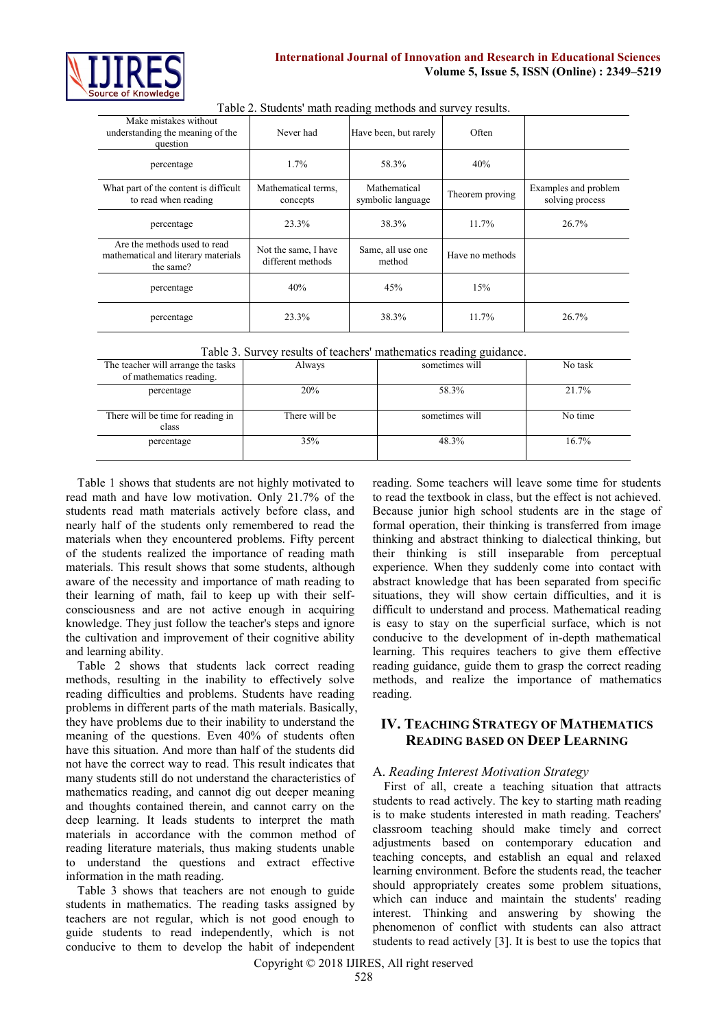Table 2. Students' math reading methods and survey results.

| Make mistakes without understanding the meaning of the question | Never had | Have been, but rarely | Often | |
|---|---|---|---|---|
| percentage | 1.7% | 58.3% | 40% | |
| What part of the content is difficult to read when reading | Mathematical terms, concepts | Mathematical symbolic language | Theorem proving | Examples and problem solving process |
| percentage | 23.3% | 38.3% | 11.7% | 26.7% |
| Are the methods used to read mathematical and literary materials the same? | Not the same, I have different methods | Same, all use one method | Have no methods | |
| percentage | 40% | 45% | 15% | |
| percentage | 23.3% | 38.3% | 11.7% | 26.7% |

Table 3. Survey results of teachers' mathematics reading guidance.

| The teacher will arrange the tasks of mathematics reading. | Always | sometimes will | No task |
|---|---|---|---|
| percentage | 20% | 58.3% | 21.7% |
| There will be time for reading in class | There will be | sometimes will | No time |
| percentage | 35% | 48.3% | 16.7% |

Table 1 shows that students are not highly motivated to read math and have low motivation. Only 21.7% of the students read math materials actively before class, and nearly half of the students only remembered to read the materials when they encountered problems. Fifty percent of the students realized the importance of reading math materials. This result shows that some students, although aware of the necessity and importance of math reading to their learning of math, fail to keep up with their self-consciousness and are not active enough in acquiring knowledge. They just follow the teacher's steps and ignore the cultivation and improvement of their cognitive ability and learning ability.

Table 2 shows that students lack correct reading methods, resulting in the inability to effectively solve reading difficulties and problems. Students have reading problems in different parts of the math materials. Basically, they have problems due to their inability to understand the meaning of the questions. Even 40% of students often have this situation. And more than half of the students did not have the correct way to read. This result indicates that many students still do not understand the characteristics of mathematics reading, and cannot dig out deeper meaning and thoughts contained therein, and cannot carry on the deep learning. It leads students to interpret the math materials in accordance with the common method of reading literature materials, thus making students unable to understand the questions and extract effective information in the math reading.

Table 3 shows that teachers are not enough to guide students in mathematics. The reading tasks assigned by teachers are not regular, which is not good enough to guide students to read independently, which is not conducive to them to develop the habit of independent reading. Some teachers will leave some time for students to read the textbook in class, but the effect is not achieved. Because junior high school students are in the stage of formal operation, their thinking is transferred from image thinking and abstract thinking to dialectical thinking, but their thinking is still inseparable from perceptual experience. When they suddenly come into contact with abstract knowledge that has been separated from specific situations, they will show certain difficulties, and it is difficult to understand and process. Mathematical reading is easy to stay on the superficial surface, which is not conducive to the development of in-depth mathematical learning. This requires teachers to give them effective reading guidance, guide them to grasp the correct reading methods, and realize the importance of mathematics reading.

## IV. Teaching Strategy of Mathematics Reading based on Deep Learning

### A. *Reading Interest Motivation Strategy*

First of all, create a teaching situation that attracts students to read actively. The key to starting math reading is to make students interested in math reading. Teachers' classroom teaching should make timely and correct adjustments based on contemporary education and teaching concepts, and establish an equal and relaxed learning environment. Before the students read, the teacher should appropriately creates some problem situations, which can induce and maintain the students' reading interest. Thinking and answering by showing the phenomenon of conflict with students can also attract students to read actively [3]. It is best to use the topics that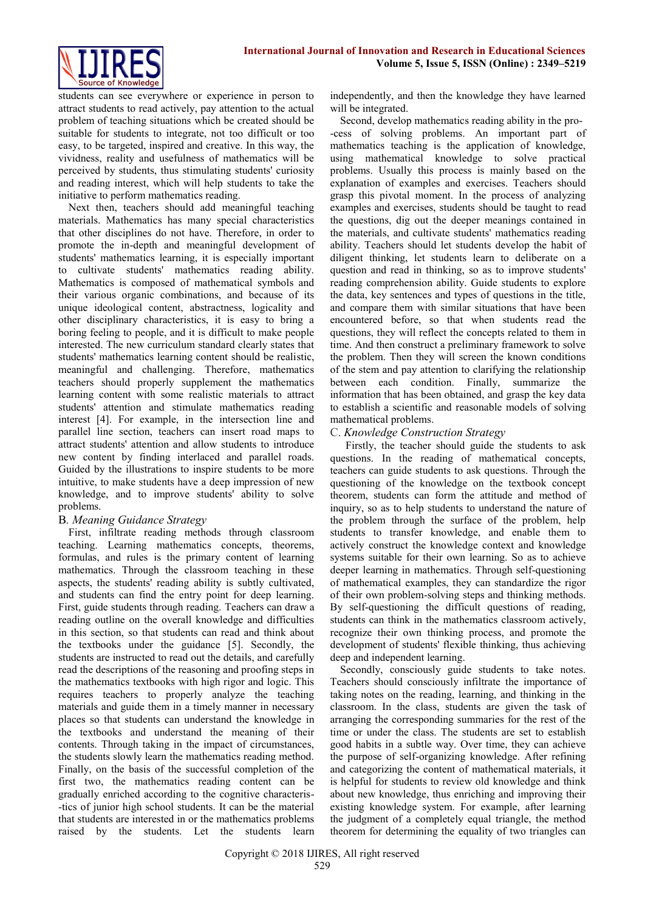students can see everywhere or experience in person to attract students to read actively, pay attention to the actual problem of teaching situations which be created should be suitable for students to integrate, not too difficult or too easy, to be targeted, inspired and creative. In this way, the vividness, reality and usefulness of mathematics will be perceived by students, thus stimulating students' curiosity and reading interest, which will help students to take the initiative to perform mathematics reading.

Next then, teachers should add meaningful teaching materials. Mathematics has many special characteristics that other disciplines do not have. Therefore, in order to promote the in-depth and meaningful development of students' mathematics learning, it is especially important to cultivate students' mathematics reading ability. Mathematics is composed of mathematical symbols and their various organic combinations, and because of its unique ideological content, abstractness, logicality and other disciplinary characteristics, it is easy to bring a boring feeling to people, and it is difficult to make people interested. The new curriculum standard clearly states that students' mathematics learning content should be realistic, meaningful and challenging. Therefore, mathematics teachers should properly supplement the mathematics learning content with some realistic materials to attract students' attention and stimulate mathematics reading interest [4]. For example, in the intersection line and parallel line section, teachers can insert road maps to attract students' attention and allow students to introduce new content by finding interlaced and parallel roads. Guided by the illustrations to inspire students to be more intuitive, to make students have a deep impression of new knowledge, and to improve students' ability to solve problems.

### B. *Meaning Guidance Strategy*

First, infiltrate reading methods through classroom teaching. Learning mathematics concepts, theorems, formulas, and rules is the primary content of learning mathematics. Through the classroom teaching in these aspects, the students' reading ability is subtly cultivated, and students can find the entry point for deep learning. First, guide students through reading. Teachers can draw a reading outline on the overall knowledge and difficulties in this section, so that students can read and think about the textbooks under the guidance [5]. Secondly, the students are instructed to read out the details, and carefully read the descriptions of the reasoning and proofing steps in the mathematics textbooks with high rigor and logic. This requires teachers to properly analyze the teaching materials and guide them in a timely manner in necessary places so that students can understand the knowledge in the textbooks and understand the meaning of their contents. Through taking in the impact of circumstances, the students slowly learn the mathematics reading method. Finally, on the basis of the successful completion of the first two, the mathematics reading content can be gradually enriched according to the cognitive characteristics of junior high school students. It can be the material that students are interested in or the mathematics problems raised by the students. Let the students learn independently, and then the knowledge they have learned will be integrated.

Second, develop mathematics reading ability in the process of solving problems. An important part of mathematics teaching is the application of knowledge, using mathematical knowledge to solve practical problems. Usually this process is mainly based on the explanation of examples and exercises. Teachers should grasp this pivotal moment. In the process of analyzing examples and exercises, students should be taught to read the questions, dig out the deeper meanings contained in the materials, and cultivate students' mathematics reading ability. Teachers should let students develop the habit of diligent thinking, let students learn to deliberate on a question and read in thinking, so as to improve students' reading comprehension ability. Guide students to explore the data, key sentences and types of questions in the title, and compare them with similar situations that have been encountered before, so that when students read the questions, they will reflect the concepts related to them in time. And then construct a preliminary framework to solve the problem. Then they will screen the known conditions of the stem and pay attention to clarifying the relationship between each condition. Finally, summarize the information that has been obtained, and grasp the key data to establish a scientific and reasonable models of solving mathematical problems.

### C. *Knowledge Construction Strategy*

Firstly, the teacher should guide the students to ask questions. In the reading of mathematical concepts, teachers can guide students to ask questions. Through the questioning of the knowledge on the textbook concept theorem, students can form the attitude and method of inquiry, so as to help students to understand the nature of the problem through the surface of the problem, help students to transfer knowledge, and enable them to actively construct the knowledge context and knowledge systems suitable for their own learning. So as to achieve deeper learning in mathematics. Through self-questioning of mathematical examples, they can standardize the rigor of their own problem-solving steps and thinking methods. By self-questioning the difficult questions of reading, students can think in the mathematics classroom actively, recognize their own thinking process, and promote the development of students' flexible thinking, thus achieving deep and independent learning.

Secondly, consciously guide students to take notes. Teachers should consciously infiltrate the importance of taking notes on the reading, learning, and thinking in the classroom. In the class, students are given the task of arranging the corresponding summaries for the rest of the time or under the class. The students are set to establish good habits in a subtle way. Over time, they can achieve the purpose of self-organizing knowledge. After refining and categorizing the content of mathematical materials, it is helpful for students to review old knowledge and think about new knowledge, thus enriching and improving their existing knowledge system. For example, after learning the judgment of a completely equal triangle, the method theorem for determining the equality of two triangles can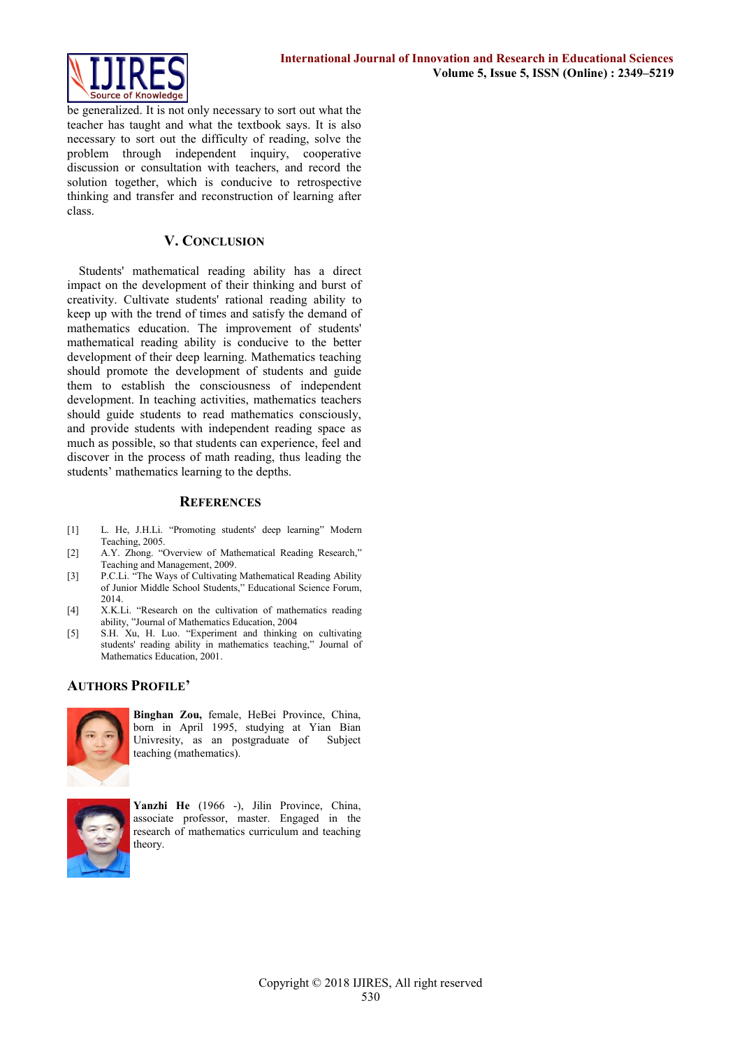be generalized. It is not only necessary to sort out what the teacher has taught and what the textbook says. It is also necessary to sort out the difficulty of reading, solve the problem through independent inquiry, cooperative discussion or consultation with teachers, and record the solution together, which is conducive to retrospective thinking and transfer and reconstruction of learning after class.

## V. Conclusion

Students' mathematical reading ability has a direct impact on the development of their thinking and burst of creativity. Cultivate students' rational reading ability to keep up with the trend of times and satisfy the demand of mathematics education. The improvement of students' mathematical reading ability is conducive to the better development of their deep learning. Mathematics teaching should promote the development of students and guide them to establish the consciousness of independent development. In teaching activities, mathematics teachers should guide students to read mathematics consciously, and provide students with independent reading space as much as possible, so that students can experience, feel and discover in the process of math reading, thus leading the students' mathematics learning to the depths.

## References

[1] L. He, J.H.Li. "Promoting students' deep learning" Modern Teaching, 2005.

[2] A.Y. Zhong. "Overview of Mathematical Reading Research," Teaching and Management, 2009.

[3] P.C.Li. "The Ways of Cultivating Mathematical Reading Ability of Junior Middle School Students," Educational Science Forum, 2014.

[4] X.K.Li. "Research on the cultivation of mathematics reading ability, "Journal of Mathematics Education, 2004

[5] S.H. Xu, H. Luo. "Experiment and thinking on cultivating students' reading ability in mathematics teaching," Journal of Mathematics Education, 2001.

## Authors Profile'

**Binghan Zou,** female, HeBei Province, China, born in April 1995, studying at Yian Bian Univresity, as an postgraduate of Subject teaching (mathematics).

**Yanzhi He** (1966 -), Jilin Province, China, associate professor, master. Engaged in the research of mathematics curriculum and teaching theory.